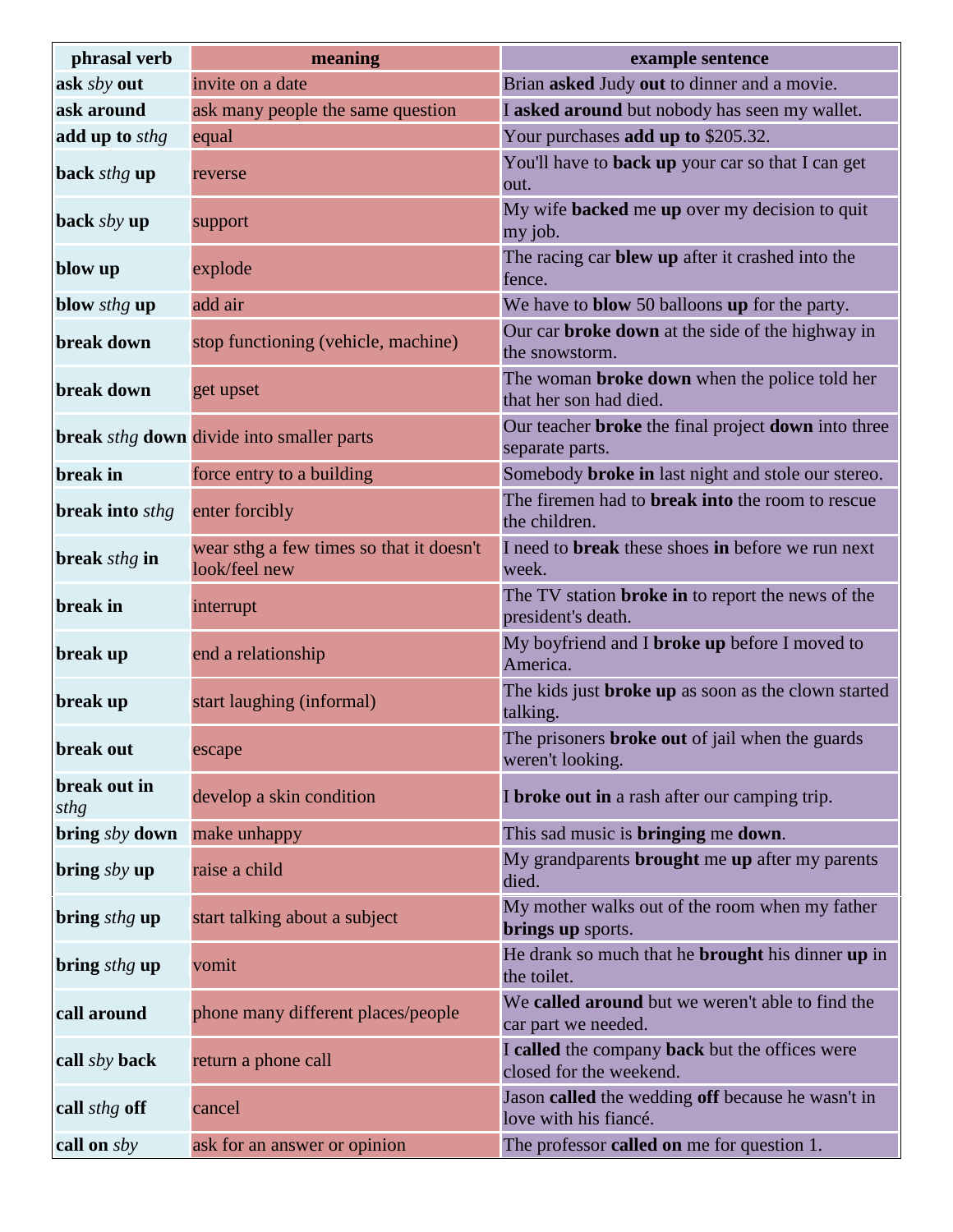| phrasal verb | meaning | example sentence |
| --- | --- | --- |
| **ask** *sby* **out** | invite on a date | Brian **asked** Judy **out** to dinner and a movie. |
| **ask around** | ask many people the same question | I **asked around** but nobody has seen my wallet. |
| **add up to** *sthg* | equal | Your purchases **add up to** $205.32. |
| **back** *sthg* **up** | reverse | You'll have to **back up** your car so that I can get out. |
| **back** *sby* **up** | support | My wife **backed** me **up** over my decision to quit my job. |
| **blow up** | explode | The racing car **blew up** after it crashed into the fence. |
| **blow** *sthg* **up** | add air | We have to **blow** 50 balloons **up** for the party. |
| **break down** | stop functioning (vehicle, machine) | Our car **broke down** at the side of the highway in the snowstorm. |
| **break down** | get upset | The woman **broke down** when the police told her that her son had died. |
| **break** *sthg* **down** | divide into smaller parts | Our teacher **broke** the final project **down** into three separate parts. |
| **break in** | force entry to a building | Somebody **broke in** last night and stole our stereo. |
| **break into** *sthg* | enter forcibly | The firemen had to **break into** the room to rescue the children. |
| **break** *sthg* **in** | wear sthg a few times so that it doesn't look/feel new | I need to **break** these shoes **in** before we run next week. |
| **break in** | interrupt | The TV station **broke in** to report the news of the president's death. |
| **break up** | end a relationship | My boyfriend and I **broke up** before I moved to America. |
| **break up** | start laughing (informal) | The kids just **broke up** as soon as the clown started talking. |
| **break out** | escape | The prisoners **broke out** of jail when the guards weren't looking. |
| **break out in** *sthg* | develop a skin condition | I **broke out in** a rash after our camping trip. |
| **bring** *sby* **down** | make unhappy | This sad music is **bringing** me **down**. |
| **bring** *sby* **up** | raise a child | My grandparents **brought** me **up** after my parents died. |
| **bring** *sthg* **up** | start talking about a subject | My mother walks out of the room when my father **brings up** sports. |
| **bring** *sthg* **up** | vomit | He drank so much that he **brought** his dinner **up** in the toilet. |
| **call around** | phone many different places/people | We **called around** but we weren't able to find the car part we needed. |
| **call** *sby* **back** | return a phone call | I **called** the company **back** but the offices were closed for the weekend. |
| **call** *sthg* **off** | cancel | Jason **called** the wedding **off** because he wasn't in love with his fiancé. |
| **call on** *sby* | ask for an answer or opinion | The professor **called on** me for question 1. |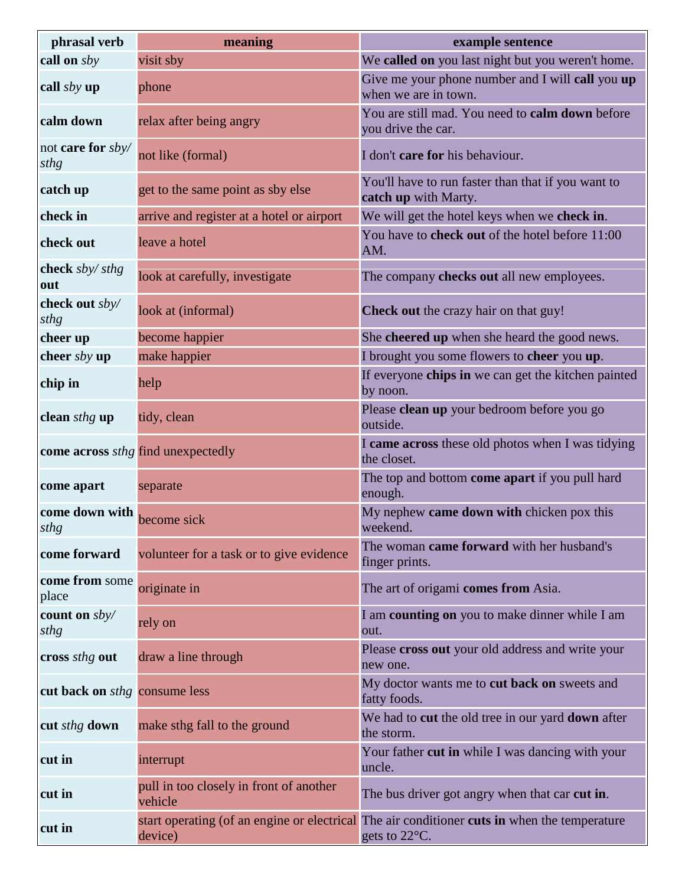| phrasal verb | meaning | example sentence |
|---|---|---|
| **call on** *sby* | visit sby | We **called on** you last night but you weren't home. |
| **call** *sby* **up** | phone | Give me your phone number and I will **call** you **up** when we are in town. |
| **calm down** | relax after being angry | You are still mad. You need to **calm down** before you drive the car. |
| not **care for** *sby/ sthg* | not like (formal) | I don't **care for** his behaviour. |
| **catch up** | get to the same point as sby else | You'll have to run faster than that if you want to **catch up** with Marty. |
| **check in** | arrive and register at a hotel or airport | We will get the hotel keys when we **check in**. |
| **check out** | leave a hotel | You have to **check out** of the hotel before 11:00 AM. |
| **check** *sby/ sthg* **out** | look at carefully, investigate | The company **checks out** all new employees. |
| **check out** *sby/ sthg* | look at (informal) | **Check out** the crazy hair on that guy! |
| **cheer up** | become happier | She **cheered up** when she heard the good news. |
| **cheer** *sby* **up** | make happier | I brought you some flowers to **cheer** you **up**. |
| **chip in** | help | If everyone **chips in** we can get the kitchen painted by noon. |
| **clean** *sthg* **up** | tidy, clean | Please **clean up** your bedroom before you go outside. |
| **come across** *sthg* | find unexpectedly | I **came across** these old photos when I was tidying the closet. |
| **come apart** | separate | The top and bottom **come apart** if you pull hard enough. |
| **come down with** *sthg* | become sick | My nephew **came down with** chicken pox this weekend. |
| **come forward** | volunteer for a task or to give evidence | The woman **came forward** with her husband's finger prints. |
| **come from** some place | originate in | The art of origami **comes from** Asia. |
| **count on** *sby/ sthg* | rely on | I am **counting on** you to make dinner while I am out. |
| **cross** *sthg* **out** | draw a line through | Please **cross out** your old address and write your new one. |
| **cut back on** *sthg* | consume less | My doctor wants me to **cut back on** sweets and fatty foods. |
| **cut** *sthg* **down** | make sthg fall to the ground | We had to **cut** the old tree in our yard **down** after the storm. |
| **cut in** | interrupt | Your father **cut in** while I was dancing with your uncle. |
| **cut in** | pull in too closely in front of another vehicle | The bus driver got angry when that car **cut in**. |
| **cut in** | start operating (of an engine or electrical device) | The air conditioner **cuts in** when the temperature gets to 22°C. |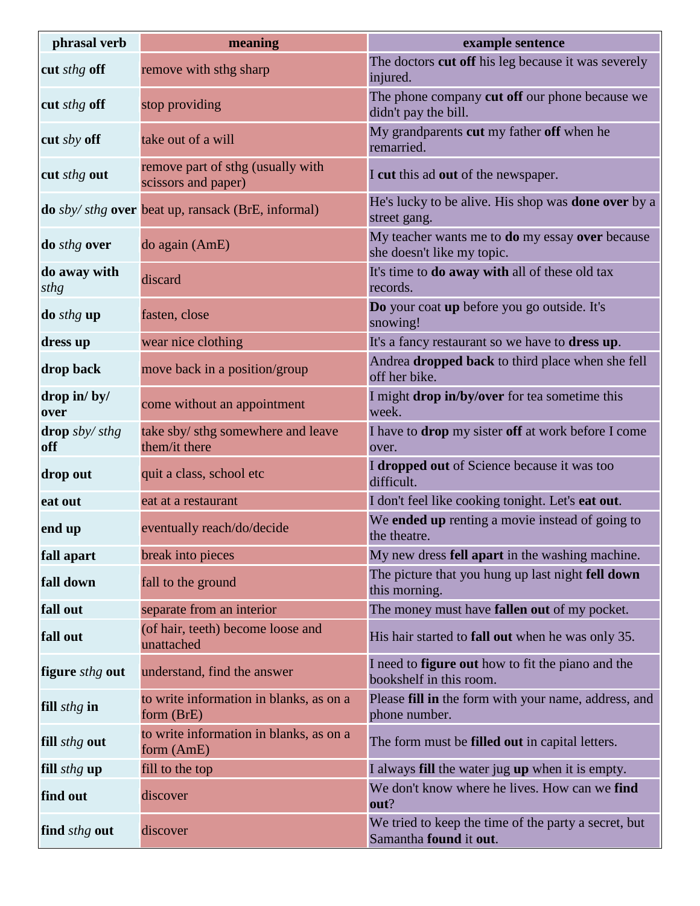| phrasal verb | meaning | example sentence |
|---|---|---|
| **cut** *sthg* **off** | remove with sthg sharp | The doctors **cut off** his leg because it was severely injured. |
| **cut** *sthg* **off** | stop providing | The phone company **cut off** our phone because we didn't pay the bill. |
| **cut** *sby* **off** | take out of a will | My grandparents **cut** my father **off** when he remarried. |
| **cut** *sthg* **out** | remove part of sthg (usually with scissors and paper) | I **cut** this ad **out** of the newspaper. |
| **do** *sby/ sthg* **over** | beat up, ransack (BrE, informal) | He's lucky to be alive. His shop was **done over** by a street gang. |
| **do** *sthg* **over** | do again (AmE) | My teacher wants me to **do** my essay **over** because she doesn't like my topic. |
| **do away with** *sthg* | discard | It's time to **do away with** all of these old tax records. |
| **do** *sthg* **up** | fasten, close | **Do** your coat **up** before you go outside. It's snowing! |
| **dress up** | wear nice clothing | It's a fancy restaurant so we have to **dress up**. |
| **drop back** | move back in a position/group | Andrea **dropped back** to third place when she fell off her bike. |
| **drop in/ by/ over** | come without an appointment | I might **drop in/by/over** for tea sometime this week. |
| **drop** *sby/ sthg* **off** | take sby/ sthg somewhere and leave them/it there | I have to **drop** my sister **off** at work before I come over. |
| **drop out** | quit a class, school etc | I **dropped out** of Science because it was too difficult. |
| **eat out** | eat at a restaurant | I don't feel like cooking tonight. Let's **eat out**. |
| **end up** | eventually reach/do/decide | We **ended up** renting a movie instead of going to the theatre. |
| **fall apart** | break into pieces | My new dress **fell apart** in the washing machine. |
| **fall down** | fall to the ground | The picture that you hung up last night **fell down** this morning. |
| **fall out** | separate from an interior | The money must have **fallen out** of my pocket. |
| **fall out** | (of hair, teeth) become loose and unattached | His hair started to **fall out** when he was only 35. |
| **figure** *sthg* **out** | understand, find the answer | I need to **figure out** how to fit the piano and the bookshelf in this room. |
| **fill** *sthg* **in** | to write information in blanks, as on a form (BrE) | Please **fill in** the form with your name, address, and phone number. |
| **fill** *sthg* **out** | to write information in blanks, as on a form (AmE) | The form must be **filled out** in capital letters. |
| **fill** *sthg* **up** | fill to the top | I always **fill** the water jug **up** when it is empty. |
| **find out** | discover | We don't know where he lives. How can we **find out**? |
| **find** *sthg* **out** | discover | We tried to keep the time of the party a secret, but Samantha **found** it **out**. |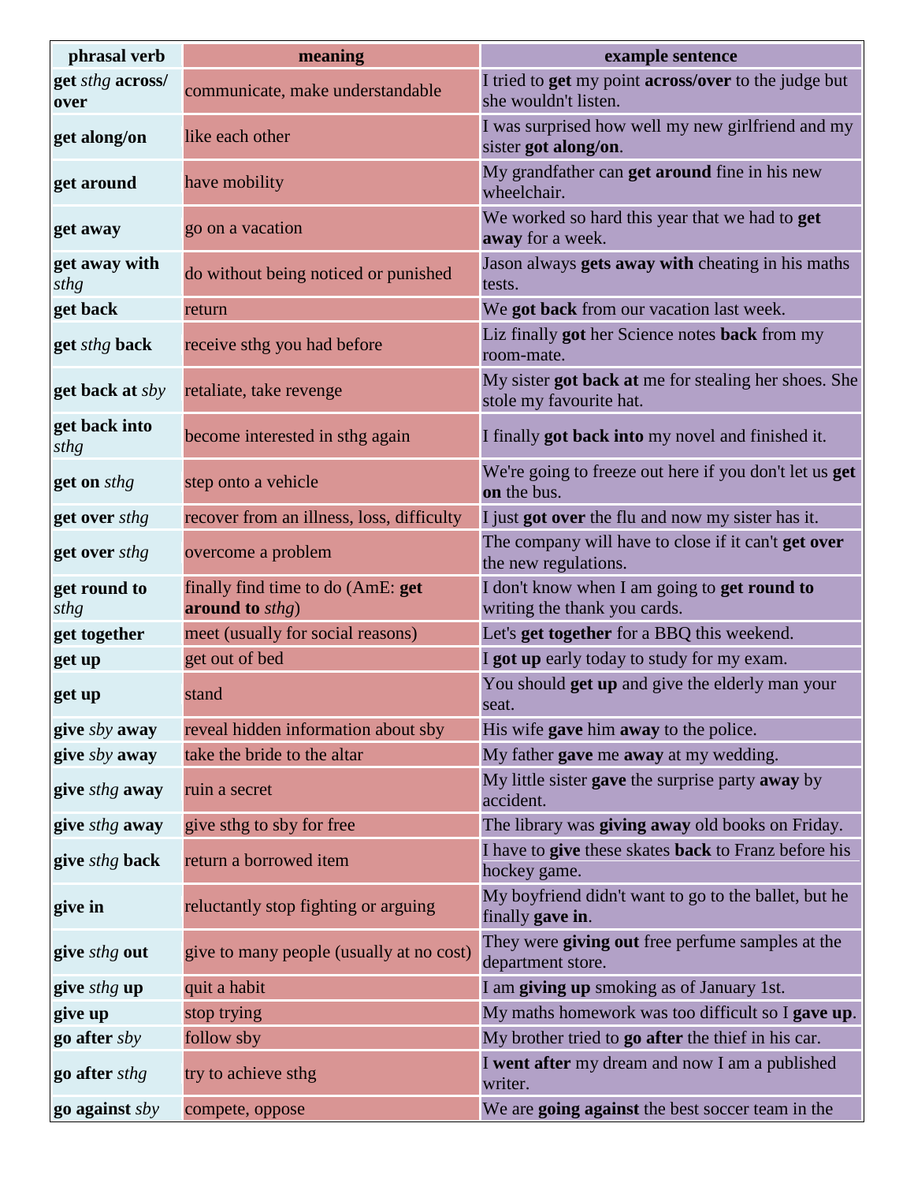| phrasal verb | meaning | example sentence |
|---|---|---|
| **get** *sthg* **across/ over** | communicate, make understandable | I tried to **get** my point **across/over** to the judge but she wouldn't listen. |
| **get along/on** | like each other | I was surprised how well my new girlfriend and my sister **got along/on**. |
| **get around** | have mobility | My grandfather can **get around** fine in his new wheelchair. |
| **get away** | go on a vacation | We worked so hard this year that we had to **get away** for a week. |
| **get away with** *sthg* | do without being noticed or punished | Jason always **gets away with** cheating in his maths tests. |
| **get back** | return | We **got back** from our vacation last week. |
| **get** *sthg* **back** | receive sthg you had before | Liz finally **got** her Science notes **back** from my room-mate. |
| **get back at** *sby* | retaliate, take revenge | My sister **got back at** me for stealing her shoes. She stole my favourite hat. |
| **get back into** *sthg* | become interested in sthg again | I finally **got back into** my novel and finished it. |
| **get on** *sthg* | step onto a vehicle | We're going to freeze out here if you don't let us **get on** the bus. |
| **get over** *sthg* | recover from an illness, loss, difficulty | I just **got over** the flu and now my sister has it. |
| **get over** *sthg* | overcome a problem | The company will have to close if it can't **get over** the new regulations. |
| **get round to** *sthg* | finally find time to do (AmE: **get around to** *sthg*) | I don't know when I am going to **get round to** writing the thank you cards. |
| **get together** | meet (usually for social reasons) | Let's **get together** for a BBQ this weekend. |
| **get up** | get out of bed | I **got up** early today to study for my exam. |
| **get up** | stand | You should **get up** and give the elderly man your seat. |
| **give** *sby* **away** | reveal hidden information about sby | His wife **gave** him **away** to the police. |
| **give** *sby* **away** | take the bride to the altar | My father **gave** me **away** at my wedding. |
| **give** *sthg* **away** | ruin a secret | My little sister **gave** the surprise party **away** by accident. |
| **give** *sthg* **away** | give sthg to sby for free | The library was **giving away** old books on Friday. |
| **give** *sthg* **back** | return a borrowed item | I have to **give** these skates **back** to Franz before his hockey game. |
| **give in** | reluctantly stop fighting or arguing | My boyfriend didn't want to go to the ballet, but he finally **gave in**. |
| **give** *sthg* **out** | give to many people (usually at no cost) | They were **giving out** free perfume samples at the department store. |
| **give** *sthg* **up** | quit a habit | I am **giving up** smoking as of January 1st. |
| **give up** | stop trying | My maths homework was too difficult so I **gave up**. |
| **go after** *sby* | follow sby | My brother tried to **go after** the thief in his car. |
| **go after** *sthg* | try to achieve sthg | I **went after** my dream and now I am a published writer. |
| **go against** *sby* | compete, oppose | We are **going against** the best soccer team in the |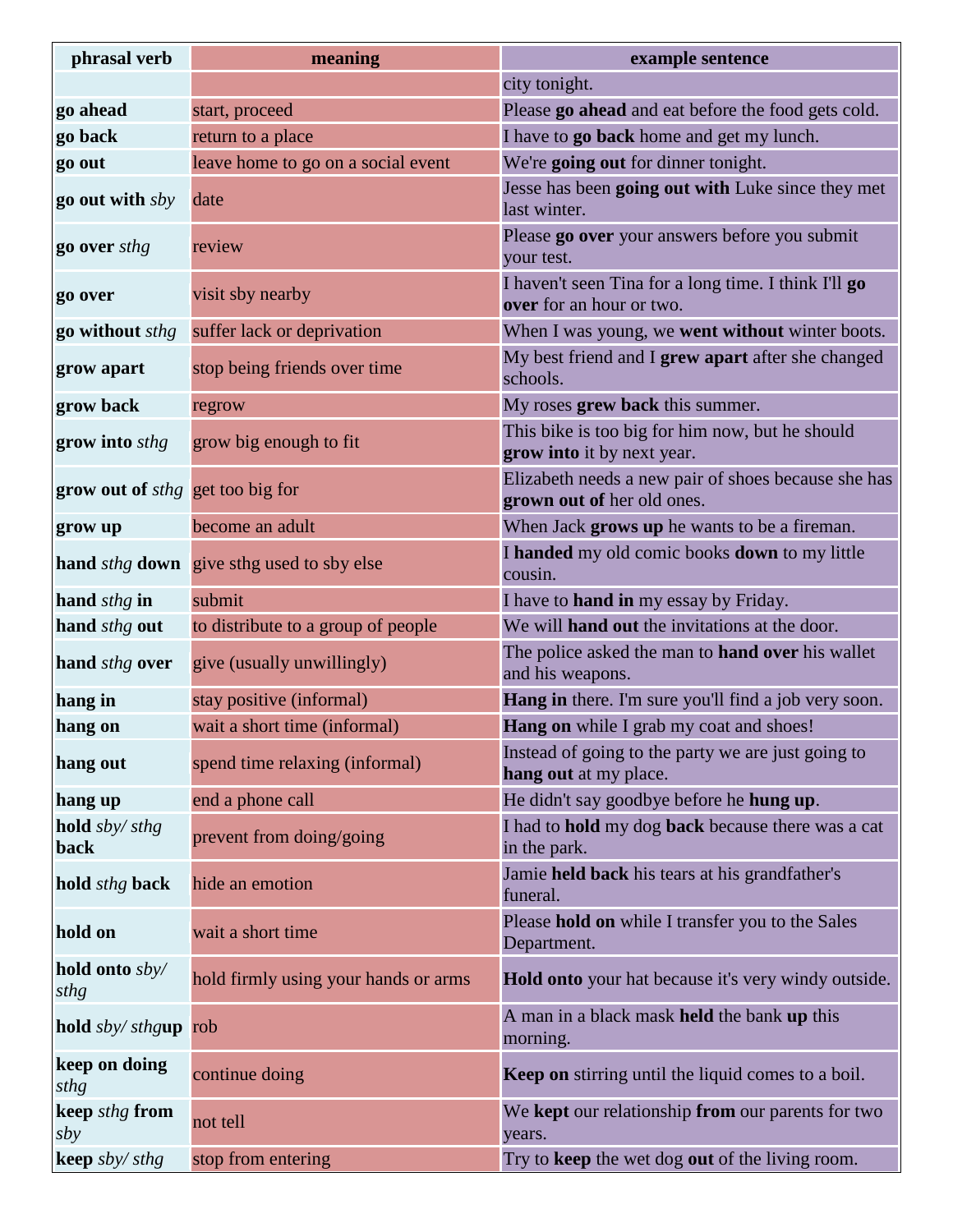| phrasal verb | meaning | example sentence |
|---|---|---|
| | | city tonight. |
| **go ahead** | start, proceed | Please **go ahead** and eat before the food gets cold. |
| **go back** | return to a place | I have to **go back** home and get my lunch. |
| **go out** | leave home to go on a social event | We're **going out** for dinner tonight. |
| **go out with** *sby* | date | Jesse has been **going out with** Luke since they met last winter. |
| **go over** *sthg* | review | Please **go over** your answers before you submit your test. |
| **go over** | visit sby nearby | I haven't seen Tina for a long time. I think I'll **go over** for an hour or two. |
| **go without** *sthg* | suffer lack or deprivation | When I was young, we **went without** winter boots. |
| **grow apart** | stop being friends over time | My best friend and I **grew apart** after she changed schools. |
| **grow back** | regrow | My roses **grew back** this summer. |
| **grow into** *sthg* | grow big enough to fit | This bike is too big for him now, but he should **grow into** it by next year. |
| **grow out of** *sthg* | get too big for | Elizabeth needs a new pair of shoes because she has **grown out of** her old ones. |
| **grow up** | become an adult | When Jack **grows up** he wants to be a fireman. |
| **hand** *sthg* **down** | give sthg used to sby else | I **handed** my old comic books **down** to my little cousin. |
| **hand** *sthg* **in** | submit | I have to **hand in** my essay by Friday. |
| **hand** *sthg* **out** | to distribute to a group of people | We will **hand out** the invitations at the door. |
| **hand** *sthg* **over** | give (usually unwillingly) | The police asked the man to **hand over** his wallet and his weapons. |
| **hang in** | stay positive (informal) | **Hang in** there. I'm sure you'll find a job very soon. |
| **hang on** | wait a short time (informal) | **Hang on** while I grab my coat and shoes! |
| **hang out** | spend time relaxing (informal) | Instead of going to the party we are just going to **hang out** at my place. |
| **hang up** | end a phone call | He didn't say goodbye before he **hung up**. |
| **hold** *sby/ sthg* **back** | prevent from doing/going | I had to **hold** my dog **back** because there was a cat in the park. |
| **hold** *sthg* **back** | hide an emotion | Jamie **held back** his tears at his grandfather's funeral. |
| **hold on** | wait a short time | Please **hold on** while I transfer you to the Sales Department. |
| **hold onto** *sby/ sthg* | hold firmly using your hands or arms | **Hold onto** your hat because it's very windy outside. |
| **hold** *sby/ sthg***up** | rob | A man in a black mask **held** the bank **up** this morning. |
| **keep on doing** *sthg* | continue doing | **Keep on** stirring until the liquid comes to a boil. |
| **keep** *sthg* **from** *sby* | not tell | We **kept** our relationship **from** our parents for two years. |
| **keep** *sby/ sthg* | stop from entering | Try to **keep** the wet dog **out** of the living room. |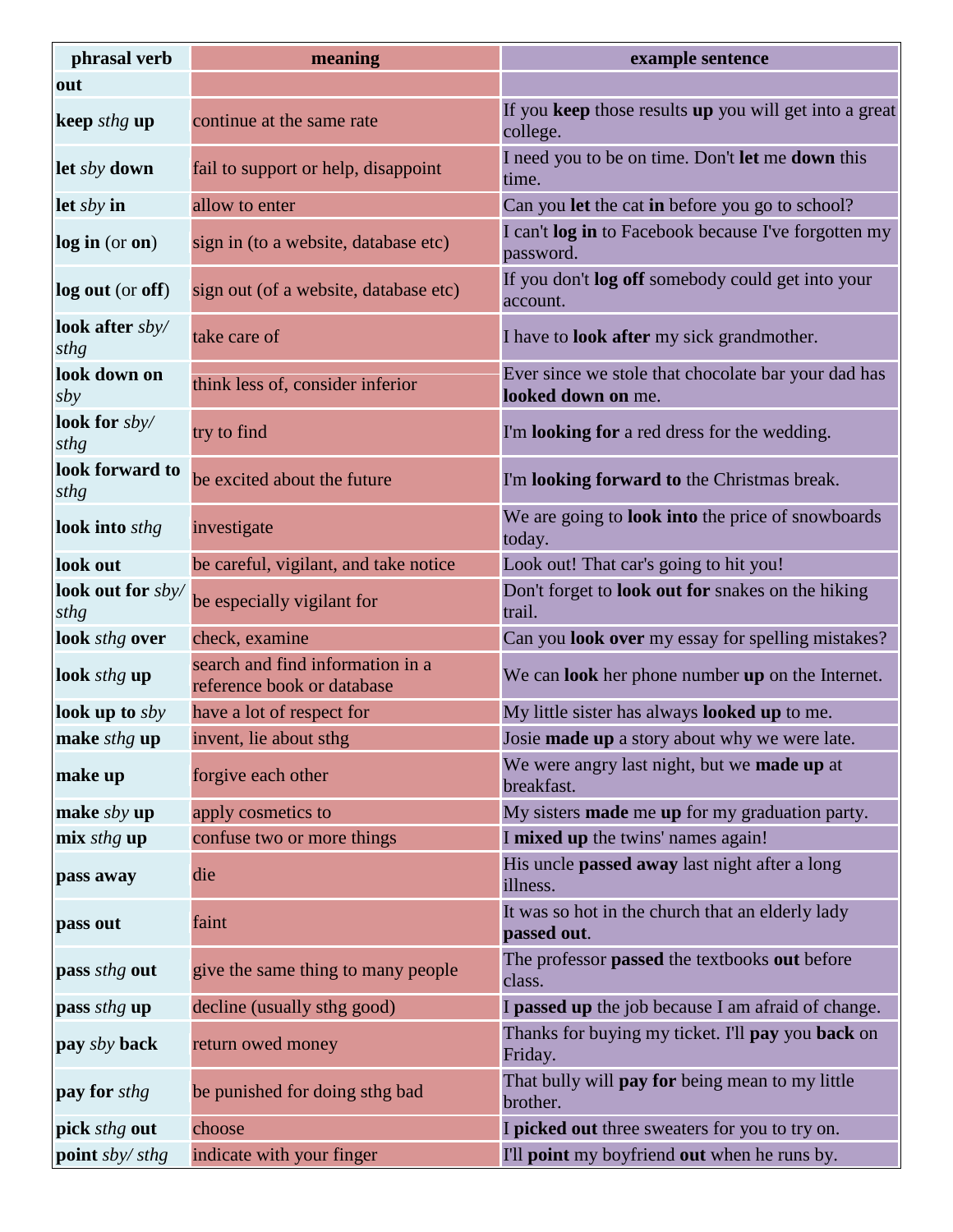| phrasal verb | meaning | example sentence |
|---|---|---|
| **out** | | |
| **keep** *sthg* **up** | continue at the same rate | If you **keep** those results **up** you will get into a great college. |
| **let** *sby* **down** | fail to support or help, disappoint | I need you to be on time. Don't **let** me **down** this time. |
| **let** *sby* **in** | allow to enter | Can you **let** the cat **in** before you go to school? |
| **log in** (or **on**) | sign in (to a website, database etc) | I can't **log in** to Facebook because I've forgotten my password. |
| **log out** (or **off**) | sign out (of a website, database etc) | If you don't **log off** somebody could get into your account. |
| **look after** *sby/ sthg* | take care of | I have to **look after** my sick grandmother. |
| **look down on** *sby* | think less of, consider inferior | Ever since we stole that chocolate bar your dad has **looked down on** me. |
| **look for** *sby/ sthg* | try to find | I'm **looking for** a red dress for the wedding. |
| **look forward to** *sthg* | be excited about the future | I'm **looking forward to** the Christmas break. |
| **look into** *sthg* | investigate | We are going to **look into** the price of snowboards today. |
| **look out** | be careful, vigilant, and take notice | Look out! That car's going to hit you! |
| **look out for** *sby/ sthg* | be especially vigilant for | Don't forget to **look out for** snakes on the hiking trail. |
| **look** *sthg* **over** | check, examine | Can you **look over** my essay for spelling mistakes? |
| **look** *sthg* **up** | search and find information in a reference book or database | We can **look** her phone number **up** on the Internet. |
| **look up to** *sby* | have a lot of respect for | My little sister has always **looked up** to me. |
| **make** *sthg* **up** | invent, lie about sthg | Josie **made up** a story about why we were late. |
| **make up** | forgive each other | We were angry last night, but we **made up** at breakfast. |
| **make** *sby* **up** | apply cosmetics to | My sisters **made** me **up** for my graduation party. |
| **mix** *sthg* **up** | confuse two or more things | I **mixed up** the twins' names again! |
| **pass away** | die | His uncle **passed away** last night after a long illness. |
| **pass out** | faint | It was so hot in the church that an elderly lady **passed out**. |
| **pass** *sthg* **out** | give the same thing to many people | The professor **passed** the textbooks **out** before class. |
| **pass** *sthg* **up** | decline (usually sthg good) | I **passed up** the job because I am afraid of change. |
| **pay** *sby* **back** | return owed money | Thanks for buying my ticket. I'll **pay** you **back** on Friday. |
| **pay for** *sthg* | be punished for doing sthg bad | That bully will **pay for** being mean to my little brother. |
| **pick** *sthg* **out** | choose | I **picked out** three sweaters for you to try on. |
| **point** *sby/ sthg* | indicate with your finger | I'll **point** my boyfriend **out** when he runs by. |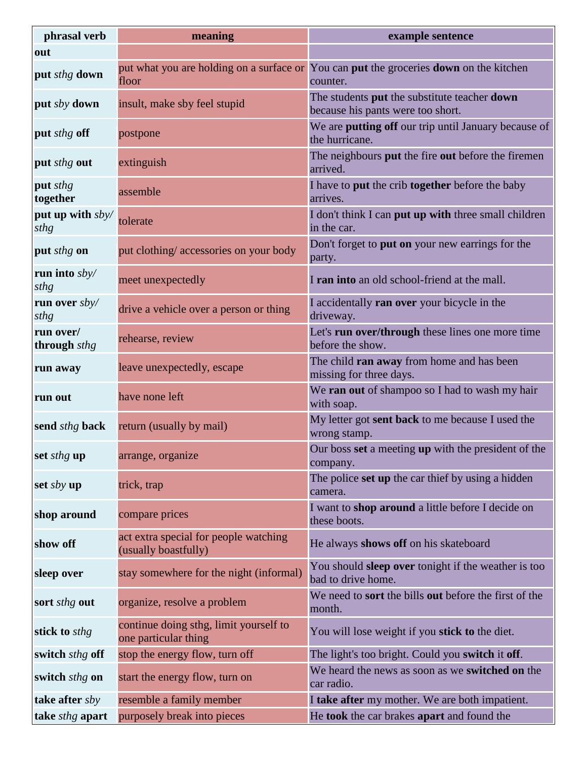| phrasal verb | meaning | example sentence |
|---|---|---|
| **out** | | |
| **put** *sthg* **down** | put what you are holding on a surface or floor | You can **put** the groceries **down** on the kitchen counter. |
| **put** *sby* **down** | insult, make sby feel stupid | The students **put** the substitute teacher **down** because his pants were too short. |
| **put** *sthg* **off** | postpone | We are **putting off** our trip until January because of the hurricane. |
| **put** *sthg* **out** | extinguish | The neighbours **put** the fire **out** before the firemen arrived. |
| **put** *sthg* **together** | assemble | I have to **put** the crib **together** before the baby arrives. |
| **put up with** *sby/ sthg* | tolerate | I don't think I can **put up with** three small children in the car. |
| **put** *sthg* **on** | put clothing/ accessories on your body | Don't forget to **put on** your new earrings for the party. |
| **run into** *sby/ sthg* | meet unexpectedly | I **ran into** an old school-friend at the mall. |
| **run over** *sby/ sthg* | drive a vehicle over a person or thing | I accidentally **ran over** your bicycle in the driveway. |
| **run over/ through** *sthg* | rehearse, review | Let's **run over/through** these lines one more time before the show. |
| **run away** | leave unexpectedly, escape | The child **ran away** from home and has been missing for three days. |
| **run out** | have none left | We **ran out** of shampoo so I had to wash my hair with soap. |
| **send** *sthg* **back** | return (usually by mail) | My letter got **sent back** to me because I used the wrong stamp. |
| **set** *sthg* **up** | arrange, organize | Our boss **set** a meeting **up** with the president of the company. |
| **set** *sby* **up** | trick, trap | The police **set up** the car thief by using a hidden camera. |
| **shop around** | compare prices | I want to **shop around** a little before I decide on these boots. |
| **show off** | act extra special for people watching (usually boastfully) | He always **shows off** on his skateboard |
| **sleep over** | stay somewhere for the night (informal) | You should **sleep over** tonight if the weather is too bad to drive home. |
| **sort** *sthg* **out** | organize, resolve a problem | We need to **sort** the bills **out** before the first of the month. |
| **stick to** *sthg* | continue doing sthg, limit yourself to one particular thing | You will lose weight if you **stick to** the diet. |
| **switch** *sthg* **off** | stop the energy flow, turn off | The light's too bright. Could you **switch** it **off**. |
| **switch** *sthg* **on** | start the energy flow, turn on | We heard the news as soon as we **switched on** the car radio. |
| **take after** *sby* | resemble a family member | I **take after** my mother. We are both impatient. |
| **take** *sthg* **apart** | purposely break into pieces | He **took** the car brakes **apart** and found the |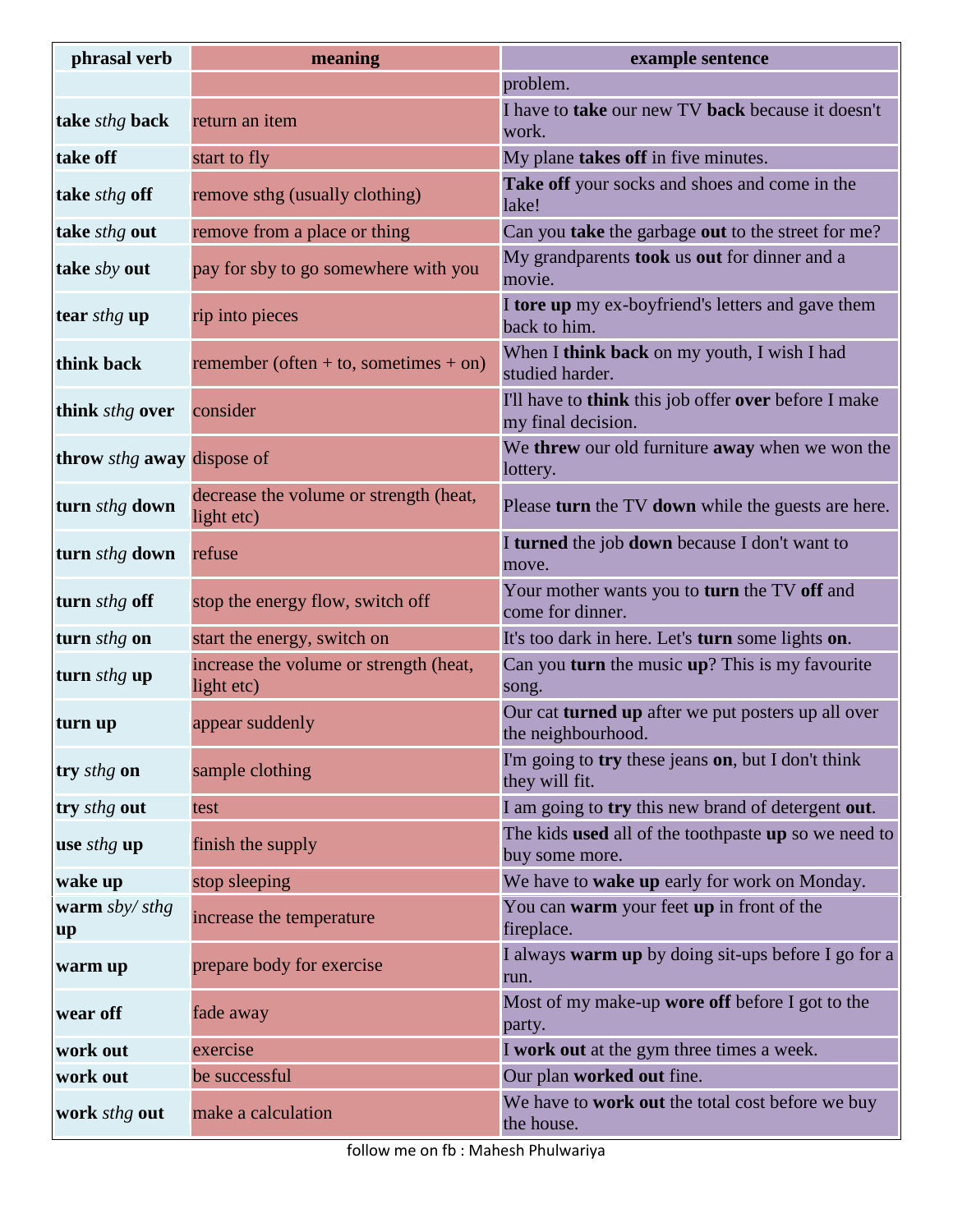| phrasal verb | meaning | example sentence |
|---|---|---|
| | | problem. |
| **take** *sthg* **back** | return an item | I have to **take** our new TV **back** because it doesn't work. |
| **take off** | start to fly | My plane **takes off** in five minutes. |
| **take** *sthg* **off** | remove sthg (usually clothing) | **Take off** your socks and shoes and come in the lake! |
| **take** *sthg* **out** | remove from a place or thing | Can you **take** the garbage **out** to the street for me? |
| **take** *sby* **out** | pay for sby to go somewhere with you | My grandparents **took** us **out** for dinner and a movie. |
| **tear** *sthg* **up** | rip into pieces | I **tore up** my ex-boyfriend's letters and gave them back to him. |
| **think back** | remember (often + to, sometimes + on) | When I **think back** on my youth, I wish I had studied harder. |
| **think** *sthg* **over** | consider | I'll have to **think** this job offer **over** before I make my final decision. |
| **throw** *sthg* **away** | dispose of | We **threw** our old furniture **away** when we won the lottery. |
| **turn** *sthg* **down** | decrease the volume or strength (heat, light etc) | Please **turn** the TV **down** while the guests are here. |
| **turn** *sthg* **down** | refuse | I **turned** the job **down** because I don't want to move. |
| **turn** *sthg* **off** | stop the energy flow, switch off | Your mother wants you to **turn** the TV **off** and come for dinner. |
| **turn** *sthg* **on** | start the energy, switch on | It's too dark in here. Let's **turn** some lights **on**. |
| **turn** *sthg* **up** | increase the volume or strength (heat, light etc) | Can you **turn** the music **up**? This is my favourite song. |
| **turn up** | appear suddenly | Our cat **turned up** after we put posters up all over the neighbourhood. |
| **try** *sthg* **on** | sample clothing | I'm going to **try** these jeans **on**, but I don't think they will fit. |
| **try** *sthg* **out** | test | I am going to **try** this new brand of detergent **out**. |
| **use** *sthg* **up** | finish the supply | The kids **used** all of the toothpaste **up** so we need to buy some more. |
| **wake up** | stop sleeping | We have to **wake up** early for work on Monday. |
| **warm** *sby/ sthg* **up** | increase the temperature | You can **warm** your feet **up** in front of the fireplace. |
| **warm up** | prepare body for exercise | I always **warm up** by doing sit-ups before I go for a run. |
| **wear off** | fade away | Most of my make-up **wore off** before I got to the party. |
| **work out** | exercise | I **work out** at the gym three times a week. |
| **work out** | be successful | Our plan **worked out** fine. |
| **work** *sthg* **out** | make a calculation | We have to **work out** the total cost before we buy the house. |

follow me on fb : Mahesh Phulwariya